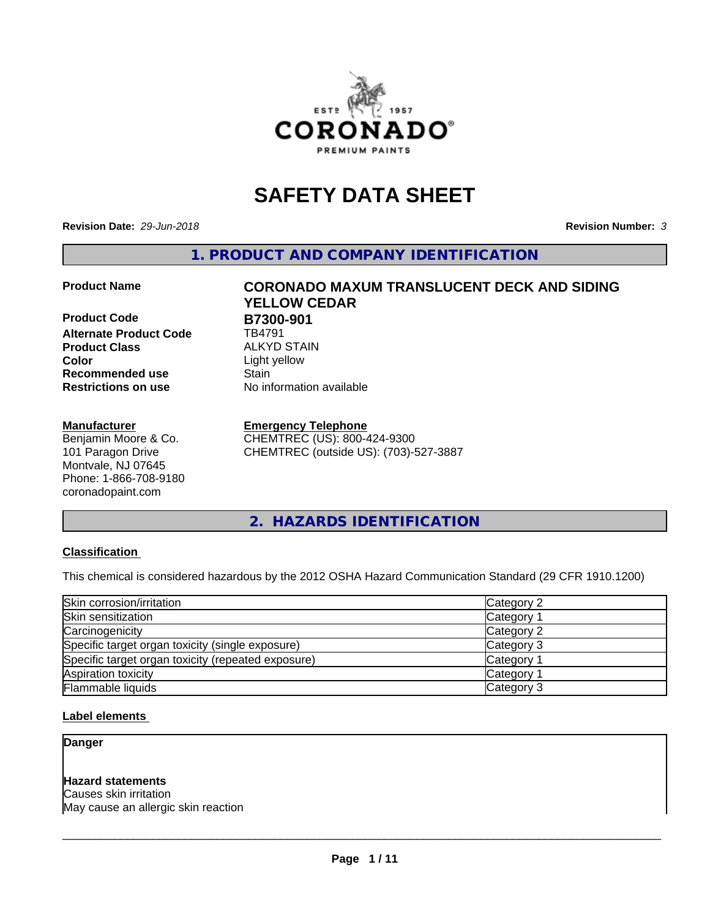# SAFETY DATA SHEET

**Revision Date:** *29-Jun-2018* **Revision Number:** *3*

## 1. PRODUCT AND COMPANY IDENTIFICATION

| | |
|---|---|
| **Product Name** | **CORONADO MAXUM TRANSLUCENT DECK AND SIDING YELLOW CEDAR** |
| **Product Code** | **B7300-901** |
| **Alternate Product Code** | TB4791 |
| **Product Class** | ALKYD STAIN |
| **Color** | Light yellow |
| **Recommended use** | Stain |
| **Restrictions on use** | No information available |

**Manufacturer**
Benjamin Moore & Co.
101 Paragon Drive
Montvale, NJ 07645
Phone: 1-866-708-9180
coronadopaint.com

**Emergency Telephone**
CHEMTREC (US): 800-424-9300
CHEMTREC (outside US): (703)-527-3887

## 2. HAZARDS IDENTIFICATION

### Classification

This chemical is considered hazardous by the 2012 OSHA Hazard Communication Standard (29 CFR 1910.1200)

| | |
|---|---|
| Skin corrosion/irritation | Category 2 |
| Skin sensitization | Category 1 |
| Carcinogenicity | Category 2 |
| Specific target organ toxicity (single exposure) | Category 3 |
| Specific target organ toxicity (repeated exposure) | Category 1 |
| Aspiration toxicity | Category 1 |
| Flammable liquids | Category 3 |

### Label elements

**Danger**

**Hazard statements**
Causes skin irritation
May cause an allergic skin reaction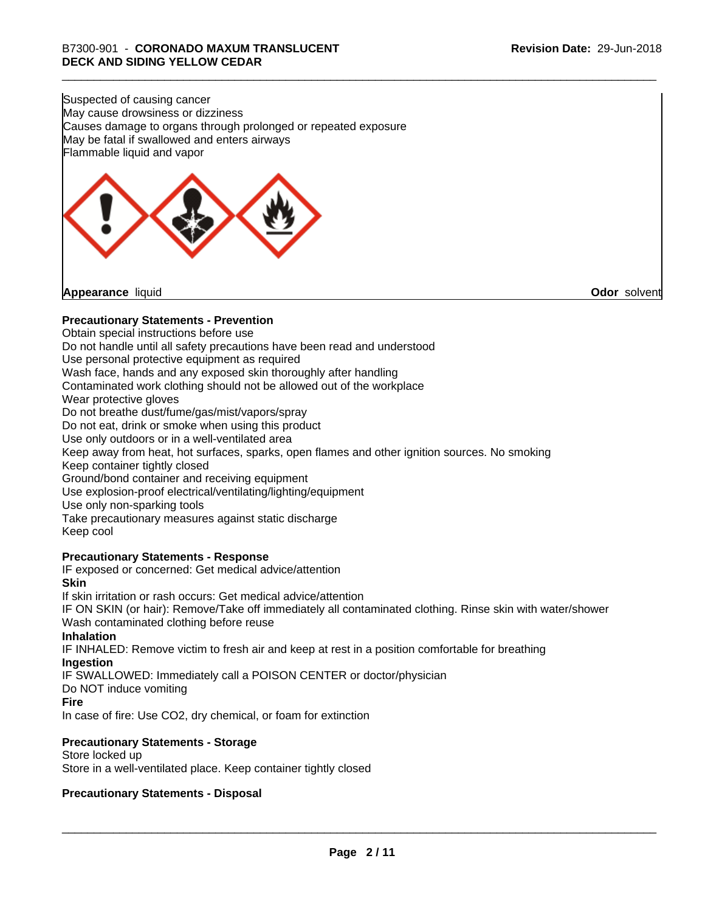Suspected of causing cancer
May cause drowsiness or dizziness
Causes damage to organs through prolonged or repeated exposure
May be fatal if swallowed and enters airways
Flammable liquid and vapor

**Appearance** liquid **Odor** solvent

**Precautionary Statements - Prevention**

Obtain special instructions before use
Do not handle until all safety precautions have been read and understood
Use personal protective equipment as required
Wash face, hands and any exposed skin thoroughly after handling
Contaminated work clothing should not be allowed out of the workplace
Wear protective gloves
Do not breathe dust/fume/gas/mist/vapors/spray
Do not eat, drink or smoke when using this product
Use only outdoors or in a well-ventilated area
Keep away from heat, hot surfaces, sparks, open flames and other ignition sources. No smoking
Keep container tightly closed
Ground/bond container and receiving equipment
Use explosion-proof electrical/ventilating/lighting/equipment
Use only non-sparking tools
Take precautionary measures against static discharge
Keep cool

**Precautionary Statements - Response**

IF exposed or concerned: Get medical advice/attention

**Skin**

If skin irritation or rash occurs: Get medical advice/attention
IF ON SKIN (or hair): Remove/Take off immediately all contaminated clothing. Rinse skin with water/shower
Wash contaminated clothing before reuse

**Inhalation**

IF INHALED: Remove victim to fresh air and keep at rest in a position comfortable for breathing

**Ingestion**

IF SWALLOWED: Immediately call a POISON CENTER or doctor/physician
Do NOT induce vomiting

**Fire**

In case of fire: Use CO2, dry chemical, or foam for extinction

**Precautionary Statements - Storage**

Store locked up
Store in a well-ventilated place. Keep container tightly closed

**Precautionary Statements - Disposal**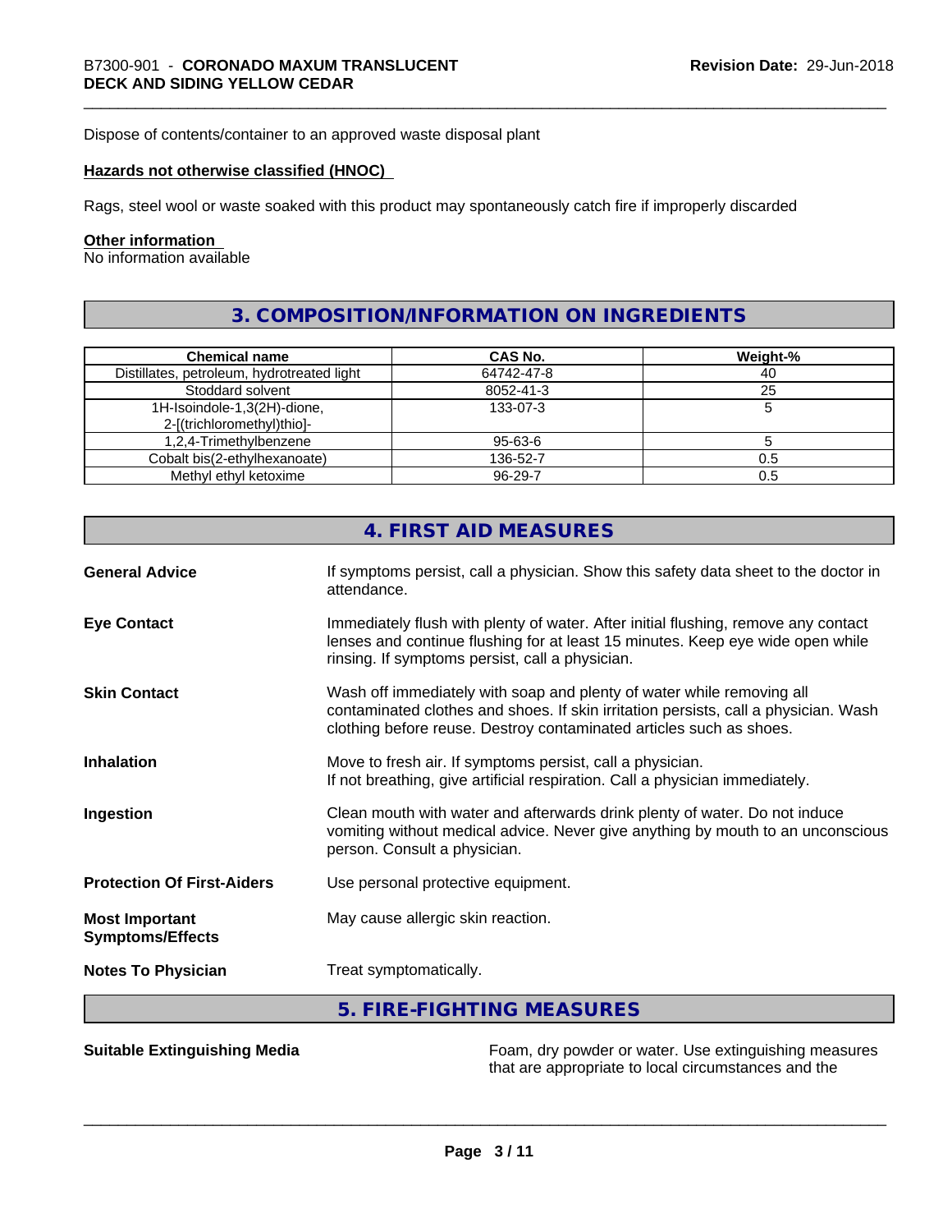Dispose of contents/container to an approved waste disposal plant

### Hazards not otherwise classified (HNOC)

Rags, steel wool or waste soaked with this product may spontaneously catch fire if improperly discarded

### Other information

No information available

## 3. COMPOSITION/INFORMATION ON INGREDIENTS

| Chemical name | CAS No. | Weight-% |
|---|---|---|
| Distillates, petroleum, hydrotreated light | 64742-47-8 | 40 |
| Stoddard solvent | 8052-41-3 | 25 |
| 1H-Isoindole-1,3(2H)-dione, 2-[(trichloromethyl)thio]- | 133-07-3 | 5 |
| 1,2,4-Trimethylbenzene | 95-63-6 | 5 |
| Cobalt bis(2-ethylhexanoate) | 136-52-7 | 0.5 |
| Methyl ethyl ketoxime | 96-29-7 | 0.5 |

## 4. FIRST AID MEASURES

**General Advice**
If symptoms persist, call a physician. Show this safety data sheet to the doctor in attendance.

**Eye Contact**
Immediately flush with plenty of water. After initial flushing, remove any contact lenses and continue flushing for at least 15 minutes. Keep eye wide open while rinsing. If symptoms persist, call a physician.

**Skin Contact**
Wash off immediately with soap and plenty of water while removing all contaminated clothes and shoes. If skin irritation persists, call a physician. Wash clothing before reuse. Destroy contaminated articles such as shoes.

**Inhalation**
Move to fresh air. If symptoms persist, call a physician.
If not breathing, give artificial respiration. Call a physician immediately.

**Ingestion**
Clean mouth with water and afterwards drink plenty of water. Do not induce vomiting without medical advice. Never give anything by mouth to an unconscious person. Consult a physician.

**Protection Of First-Aiders**
Use personal protective equipment.

**Most Important Symptoms/Effects**
May cause allergic skin reaction.

**Notes To Physician**
Treat symptomatically.

## 5. FIRE-FIGHTING MEASURES

**Suitable Extinguishing Media**
Foam, dry powder or water. Use extinguishing measures that are appropriate to local circumstances and the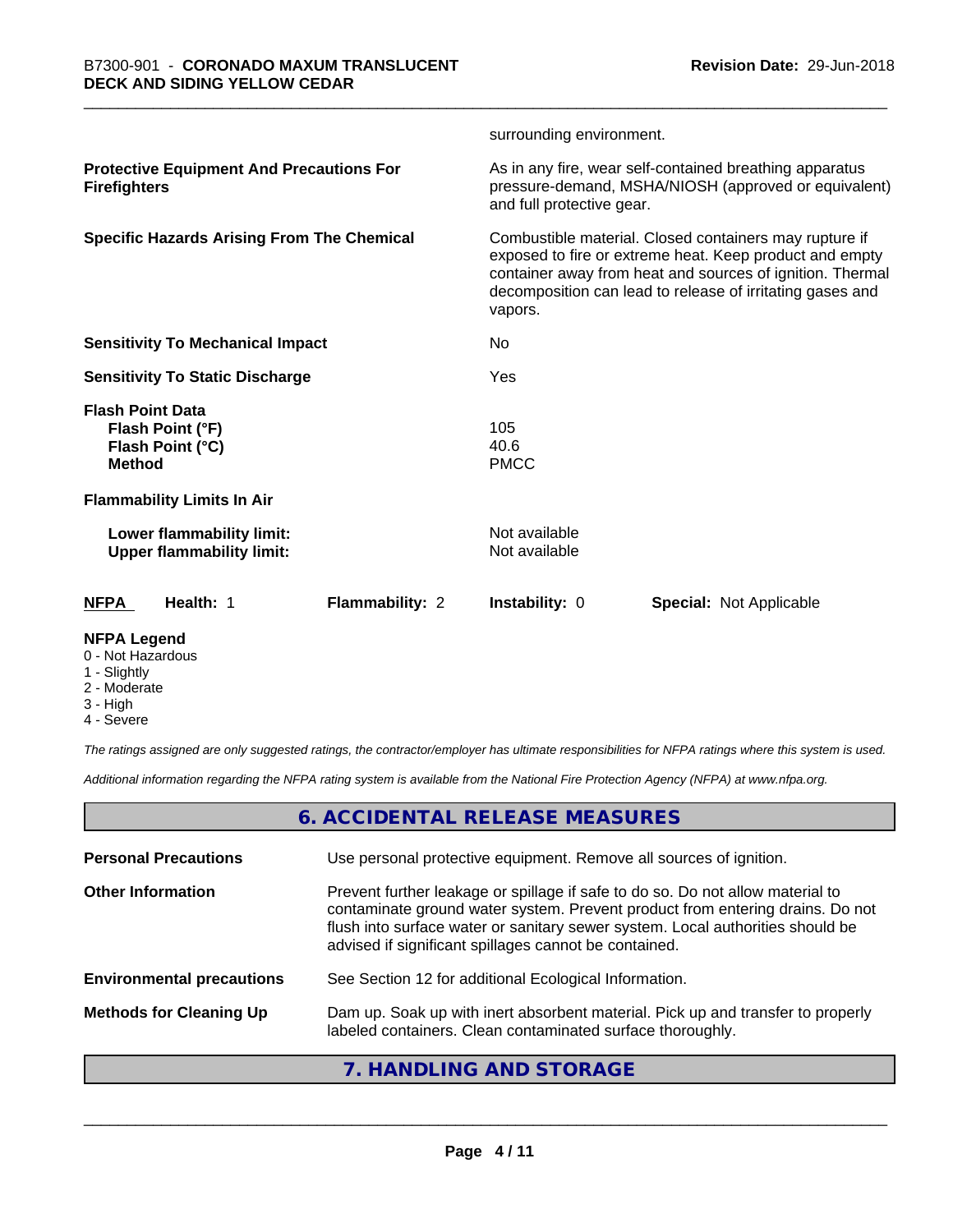surrounding environment.

| | |
|---|---|
| **Protective Equipment And Precautions For Firefighters** | As in any fire, wear self-contained breathing apparatus pressure-demand, MSHA/NIOSH (approved or equivalent) and full protective gear. |
| **Specific Hazards Arising From The Chemical** | Combustible material. Closed containers may rupture if exposed to fire or extreme heat. Keep product and empty container away from heat and sources of ignition. Thermal decomposition can lead to release of irritating gases and vapors. |
| **Sensitivity To Mechanical Impact** | No |
| **Sensitivity To Static Discharge** | Yes |

**Flash Point Data**

| | |
|---|---|
| **Flash Point (°F)** | 105 |
| **Flash Point (°C)** | 40.6 |
| **Method** | PMCC |

**Flammability Limits In Air**

| | |
|---|---|
| **Lower flammability limit:** | Not available |
| **Upper flammability limit:** | Not available |

| **NFPA** | **Health:** 1 | **Flammability:** 2 | **Instability:** 0 | **Special:** Not Applicable |
|---|---|---|---|---|

**NFPA Legend**
- 0 - Not Hazardous
- 1 - Slightly
- 2 - Moderate
- 3 - High
- 4 - Severe

*The ratings assigned are only suggested ratings, the contractor/employer has ultimate responsibilities for NFPA ratings where this system is used.*

*Additional information regarding the NFPA rating system is available from the National Fire Protection Agency (NFPA) at www.nfpa.org.*

## 6. ACCIDENTAL RELEASE MEASURES

| | |
|---|---|
| **Personal Precautions** | Use personal protective equipment. Remove all sources of ignition. |
| **Other Information** | Prevent further leakage or spillage if safe to do so. Do not allow material to contaminate ground water system. Prevent product from entering drains. Do not flush into surface water or sanitary sewer system. Local authorities should be advised if significant spillages cannot be contained. |
| **Environmental precautions** | See Section 12 for additional Ecological Information. |
| **Methods for Cleaning Up** | Dam up. Soak up with inert absorbent material. Pick up and transfer to properly labeled containers. Clean contaminated surface thoroughly. |

## 7. HANDLING AND STORAGE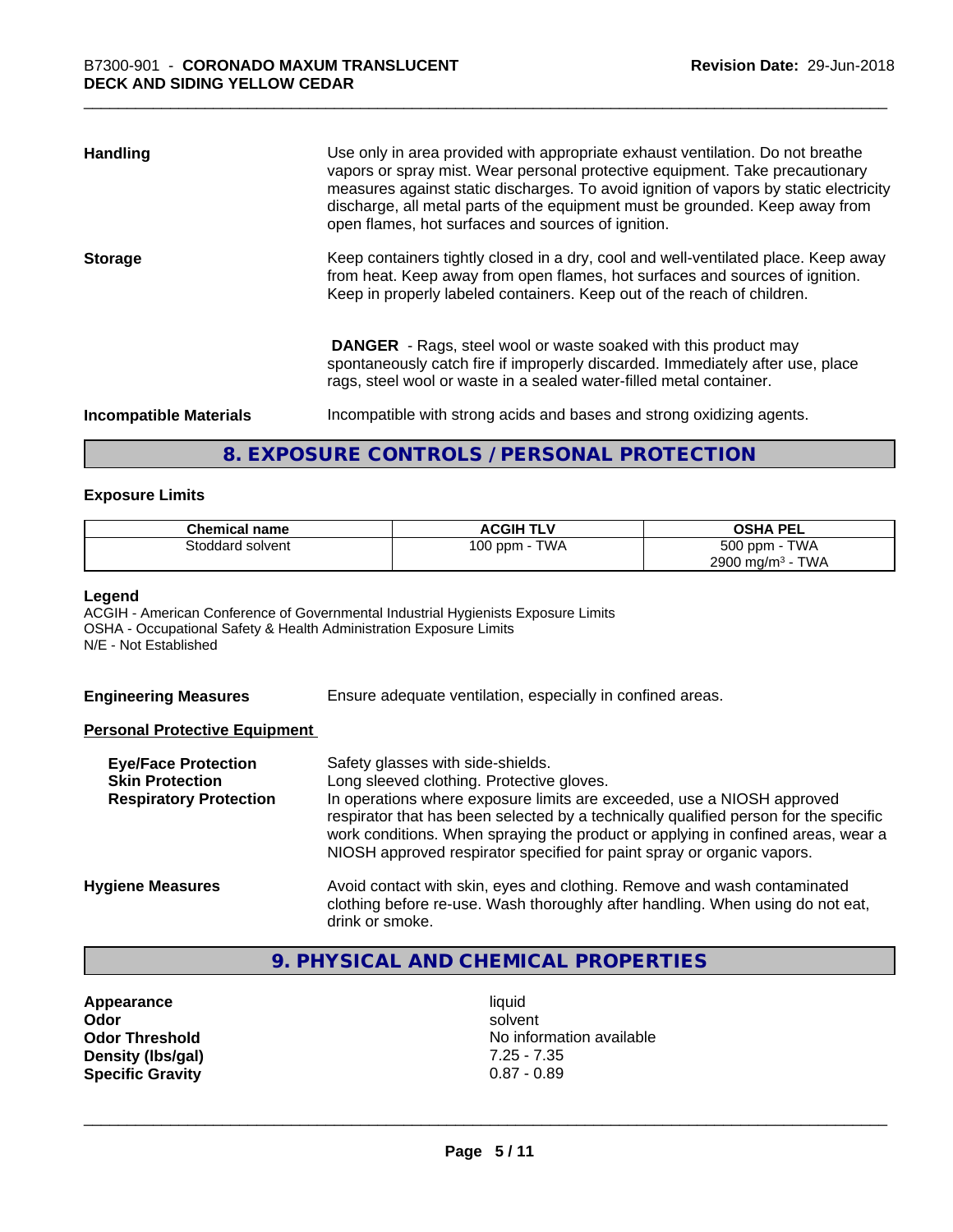| | |
|---|---|
| **Handling** | Use only in area provided with appropriate exhaust ventilation. Do not breathe vapors or spray mist. Wear personal protective equipment. Take precautionary measures against static discharges. To avoid ignition of vapors by static electricity discharge, all metal parts of the equipment must be grounded. Keep away from open flames, hot surfaces and sources of ignition. |
| **Storage** | Keep containers tightly closed in a dry, cool and well-ventilated place. Keep away from heat. Keep away from open flames, hot surfaces and sources of ignition. Keep in properly labeled containers. Keep out of the reach of children. |
| | **DANGER** - Rags, steel wool or waste soaked with this product may spontaneously catch fire if improperly discarded. Immediately after use, place rags, steel wool or waste in a sealed water-filled metal container. |
| **Incompatible Materials** | Incompatible with strong acids and bases and strong oxidizing agents. |

## 8. EXPOSURE CONTROLS / PERSONAL PROTECTION

### Exposure Limits

| Chemical name | ACGIH TLV | OSHA PEL |
|---|---|---|
| Stoddard solvent | 100 ppm - TWA | 500 ppm - TWA<br>2900 mg/m³ - TWA |

**Legend**

ACGIH - American Conference of Governmental Industrial Hygienists Exposure Limits
OSHA - Occupational Safety & Health Administration Exposure Limits
N/E - Not Established

**Engineering Measures** Ensure adequate ventilation, especially in confined areas.

**Personal Protective Equipment**

| | |
|---|---|
| **Eye/Face Protection** | Safety glasses with side-shields. |
| **Skin Protection** | Long sleeved clothing. Protective gloves. |
| **Respiratory Protection** | In operations where exposure limits are exceeded, use a NIOSH approved respirator that has been selected by a technically qualified person for the specific work conditions. When spraying the product or applying in confined areas, wear a NIOSH approved respirator specified for paint spray or organic vapors. |

**Hygiene Measures** Avoid contact with skin, eyes and clothing. Remove and wash contaminated clothing before re-use. Wash thoroughly after handling. When using do not eat, drink or smoke.

## 9. PHYSICAL AND CHEMICAL PROPERTIES

| | |
|---|---|
| **Appearance** | liquid |
| **Odor** | solvent |
| **Odor Threshold** | No information available |
| **Density (lbs/gal)** | 7.25 - 7.35 |
| **Specific Gravity** | 0.87 - 0.89 |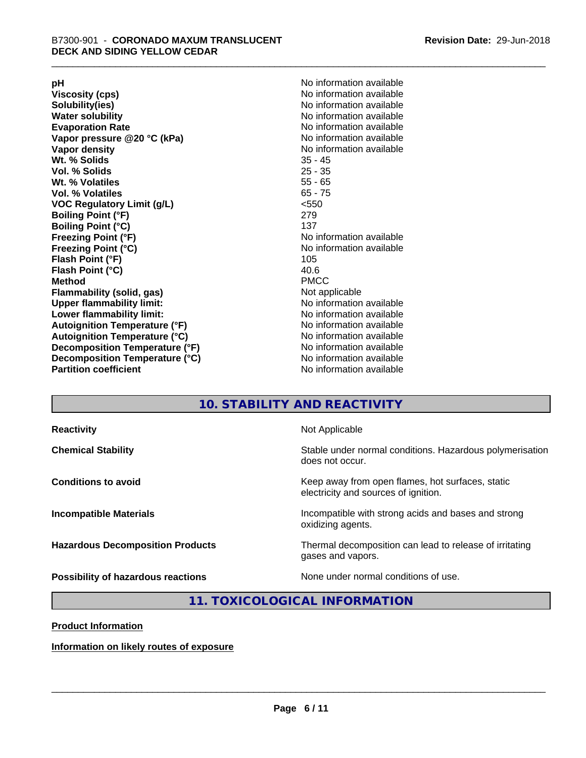| | |
|---|---|
| **pH** | No information available |
| **Viscosity (cps)** | No information available |
| **Solubility(ies)** | No information available |
| **Water solubility** | No information available |
| **Evaporation Rate** | No information available |
| **Vapor pressure @20 °C (kPa)** | No information available |
| **Vapor density** | No information available |
| **Wt. % Solids** | 35 - 45 |
| **Vol. % Solids** | 25 - 35 |
| **Wt. % Volatiles** | 55 - 65 |
| **Vol. % Volatiles** | 65 - 75 |
| **VOC Regulatory Limit (g/L)** | <550 |
| **Boiling Point (°F)** | 279 |
| **Boiling Point (°C)** | 137 |
| **Freezing Point (°F)** | No information available |
| **Freezing Point (°C)** | No information available |
| **Flash Point (°F)** | 105 |
| **Flash Point (°C)** | 40.6 |
| **Method** | PMCC |
| **Flammability (solid, gas)** | Not applicable |
| **Upper flammability limit:** | No information available |
| **Lower flammability limit:** | No information available |
| **Autoignition Temperature (°F)** | No information available |
| **Autoignition Temperature (°C)** | No information available |
| **Decomposition Temperature (°F)** | No information available |
| **Decomposition Temperature (°C)** | No information available |
| **Partition coefficient** | No information available |

## 10. STABILITY AND REACTIVITY

| | |
|---|---|
| **Reactivity** | Not Applicable |
| **Chemical Stability** | Stable under normal conditions. Hazardous polymerisation does not occur. |
| **Conditions to avoid** | Keep away from open flames, hot surfaces, static electricity and sources of ignition. |
| **Incompatible Materials** | Incompatible with strong acids and bases and strong oxidizing agents. |
| **Hazardous Decomposition Products** | Thermal decomposition can lead to release of irritating gases and vapors. |
| **Possibility of hazardous reactions** | None under normal conditions of use. |

## 11. TOXICOLOGICAL INFORMATION

**Product Information**

**Information on likely routes of exposure**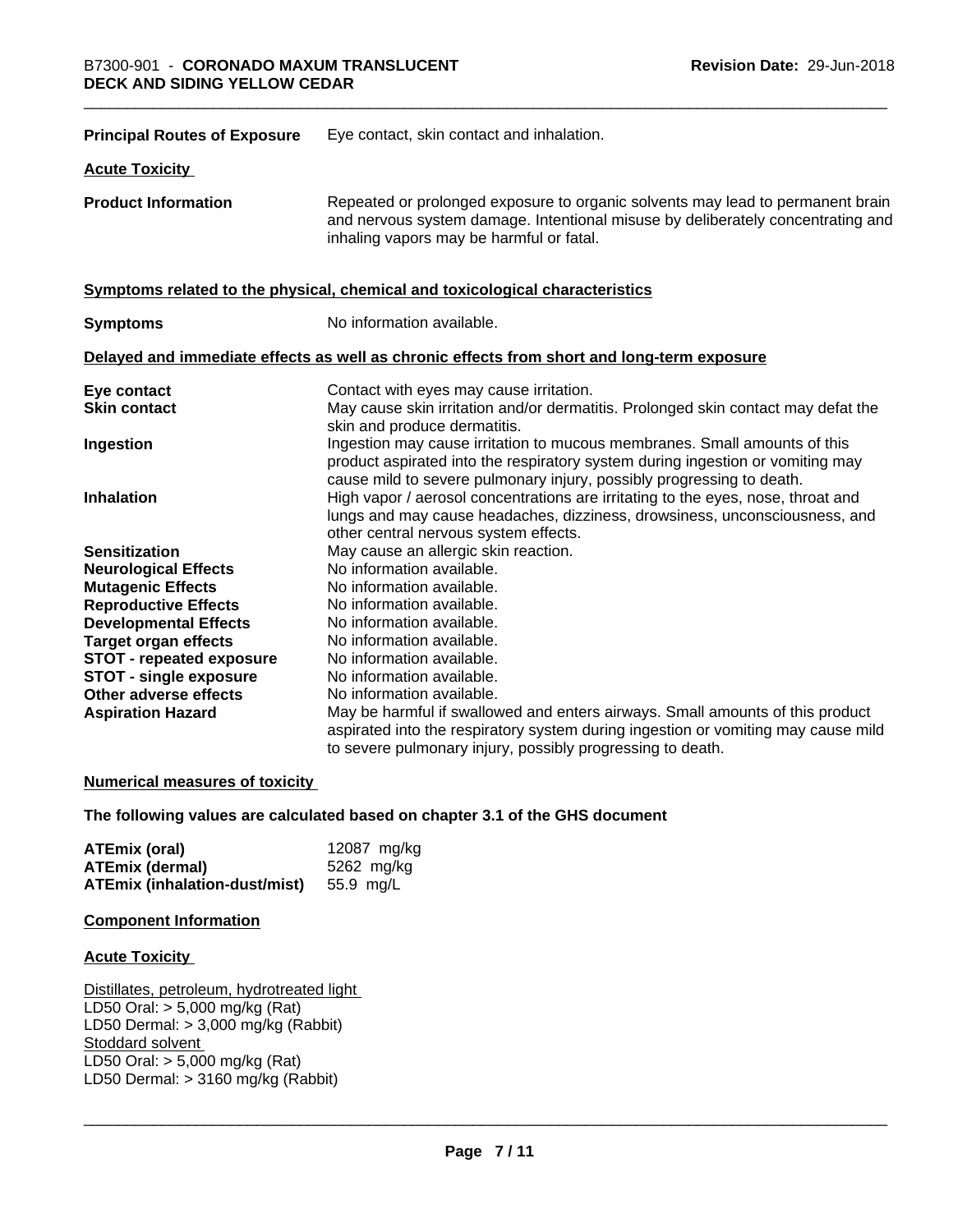**Principal Routes of Exposure** Eye contact, skin contact and inhalation.

**Acute Toxicity**

**Product Information** Repeated or prolonged exposure to organic solvents may lead to permanent brain and nervous system damage. Intentional misuse by deliberately concentrating and inhaling vapors may be harmful or fatal.

**Symptoms related to the physical, chemical and toxicological characteristics**

**Symptoms** No information available.

**Delayed and immediate effects as well as chronic effects from short and long-term exposure**

| | |
|---|---|
| **Eye contact** | Contact with eyes may cause irritation. |
| **Skin contact** | May cause skin irritation and/or dermatitis. Prolonged skin contact may defat the skin and produce dermatitis. |
| **Ingestion** | Ingestion may cause irritation to mucous membranes. Small amounts of this product aspirated into the respiratory system during ingestion or vomiting may cause mild to severe pulmonary injury, possibly progressing to death. |
| **Inhalation** | High vapor / aerosol concentrations are irritating to the eyes, nose, throat and lungs and may cause headaches, dizziness, drowsiness, unconsciousness, and other central nervous system effects. |
| **Sensitization** | May cause an allergic skin reaction. |
| **Neurological Effects** | No information available. |
| **Mutagenic Effects** | No information available. |
| **Reproductive Effects** | No information available. |
| **Developmental Effects** | No information available. |
| **Target organ effects** | No information available. |
| **STOT - repeated exposure** | No information available. |
| **STOT - single exposure** | No information available. |
| **Other adverse effects** | No information available. |
| **Aspiration Hazard** | May be harmful if swallowed and enters airways. Small amounts of this product aspirated into the respiratory system during ingestion or vomiting may cause mild to severe pulmonary injury, possibly progressing to death. |

**Numerical measures of toxicity**

**The following values are calculated based on chapter 3.1 of the GHS document**

| | |
|---|---|
| **ATEmix (oral)** | 12087 mg/kg |
| **ATEmix (dermal)** | 5262 mg/kg |
| **ATEmix (inhalation-dust/mist)** | 55.9 mg/L |

**Component Information**

**Acute Toxicity**

Distillates, petroleum, hydrotreated light
LD50 Oral: > 5,000 mg/kg (Rat)
LD50 Dermal: > 3,000 mg/kg (Rabbit)
Stoddard solvent
LD50 Oral: > 5,000 mg/kg (Rat)
LD50 Dermal: > 3160 mg/kg (Rabbit)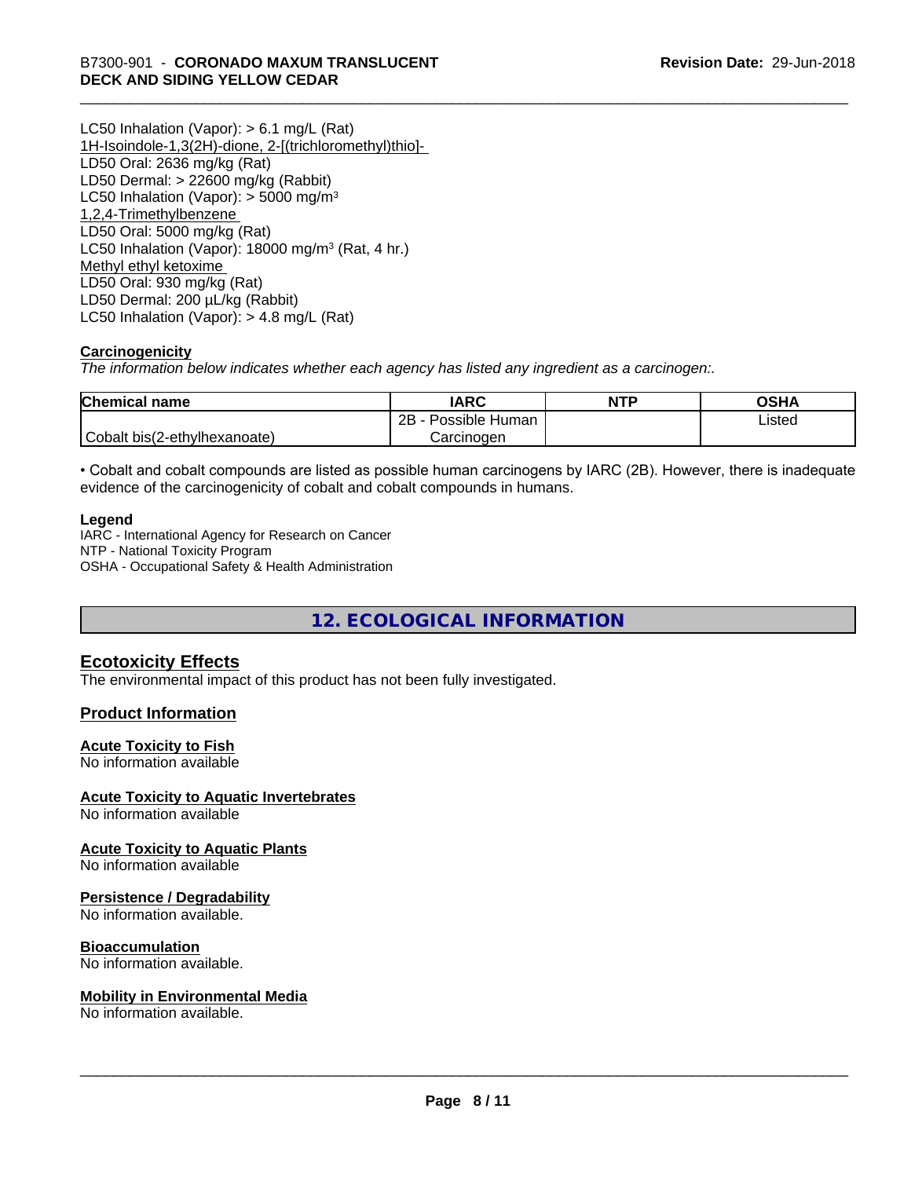LC50 Inhalation (Vapor): > 6.1 mg/L (Rat)
1H-Isoindole-1,3(2H)-dione, 2-[(trichloromethyl)thio]-
LD50 Oral: 2636 mg/kg (Rat)
LD50 Dermal: > 22600 mg/kg (Rabbit)
LC50 Inhalation (Vapor): > 5000 mg/m³
1,2,4-Trimethylbenzene
LD50 Oral: 5000 mg/kg (Rat)
LC50 Inhalation (Vapor): 18000 mg/m³ (Rat, 4 hr.)
Methyl ethyl ketoxime
LD50 Oral: 930 mg/kg (Rat)
LD50 Dermal: 200 µL/kg (Rabbit)
LC50 Inhalation (Vapor): > 4.8 mg/L (Rat)

**Carcinogenicity**

*The information below indicates whether each agency has listed any ingredient as a carcinogen:.*

| Chemical name | IARC | NTP | OSHA |
|---|---|---|---|
| Cobalt bis(2-ethylhexanoate) | 2B - Possible Human Carcinogen | | Listed |

• Cobalt and cobalt compounds are listed as possible human carcinogens by IARC (2B). However, there is inadequate evidence of the carcinogenicity of cobalt and cobalt compounds in humans.

**Legend**

IARC - International Agency for Research on Cancer
NTP - National Toxicity Program
OSHA - Occupational Safety & Health Administration

## 12. ECOLOGICAL INFORMATION

### Ecotoxicity Effects

The environmental impact of this product has not been fully investigated.

### Product Information

**Acute Toxicity to Fish**

No information available

**Acute Toxicity to Aquatic Invertebrates**

No information available

**Acute Toxicity to Aquatic Plants**

No information available

**Persistence / Degradability**

No information available.

**Bioaccumulation**

No information available.

**Mobility in Environmental Media**

No information available.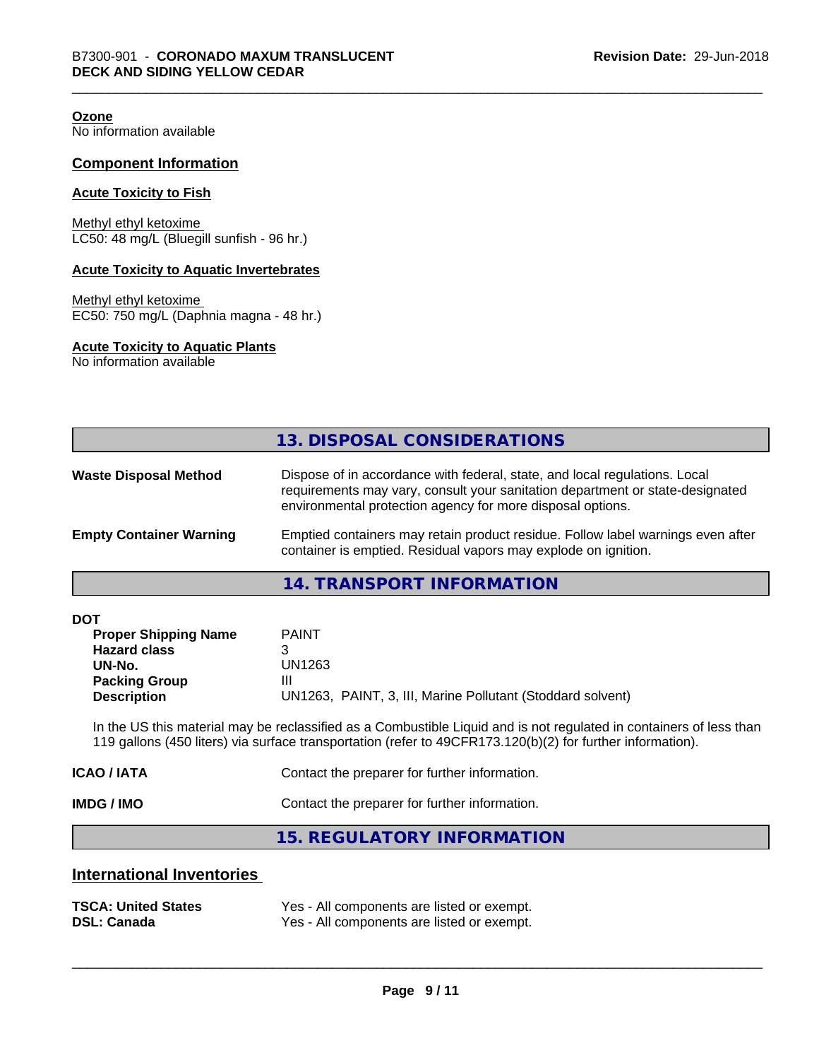**Ozone**
No information available

## Component Information

**Acute Toxicity to Fish**

Methyl ethyl ketoxime
LC50: 48 mg/L (Bluegill sunfish - 96 hr.)

**Acute Toxicity to Aquatic Invertebrates**

Methyl ethyl ketoxime
EC50: 750 mg/L (Daphnia magna - 48 hr.)

**Acute Toxicity to Aquatic Plants**
No information available

## 13. DISPOSAL CONSIDERATIONS

| | |
|---|---|
| **Waste Disposal Method** | Dispose of in accordance with federal, state, and local regulations. Local requirements may vary, consult your sanitation department or state-designated environmental protection agency for more disposal options. |
| **Empty Container Warning** | Emptied containers may retain product residue. Follow label warnings even after container is emptied. Residual vapors may explode on ignition. |

## 14. TRANSPORT INFORMATION

**DOT**

| | |
|---|---|
| **Proper Shipping Name** | PAINT |
| **Hazard class** | 3 |
| **UN-No.** | UN1263 |
| **Packing Group** | III |
| **Description** | UN1263, PAINT, 3, III, Marine Pollutant (Stoddard solvent) |

In the US this material may be reclassified as a Combustible Liquid and is not regulated in containers of less than 119 gallons (450 liters) via surface transportation (refer to 49CFR173.120(b)(2) for further information).

| | |
|---|---|
| **ICAO / IATA** | Contact the preparer for further information. |
| **IMDG / IMO** | Contact the preparer for further information. |

## 15. REGULATORY INFORMATION

## International Inventories

| | |
|---|---|
| **TSCA: United States** | Yes - All components are listed or exempt. |
| **DSL: Canada** | Yes - All components are listed or exempt. |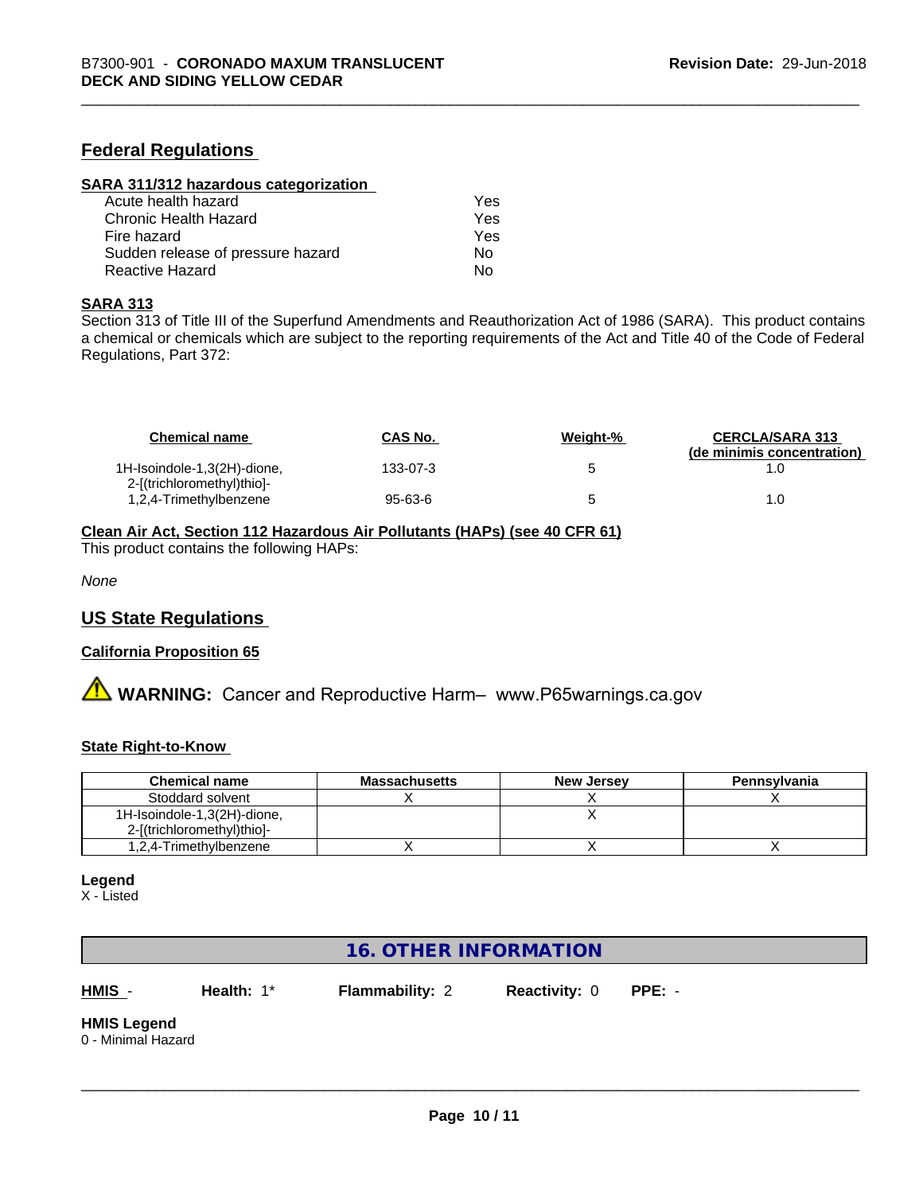## Federal Regulations

### SARA 311/312 hazardous categorization

| | |
|---|---|
| Acute health hazard | Yes |
| Chronic Health Hazard | Yes |
| Fire hazard | Yes |
| Sudden release of pressure hazard | No |
| Reactive Hazard | No |

### SARA 313

Section 313 of Title III of the Superfund Amendments and Reauthorization Act of 1986 (SARA). This product contains a chemical or chemicals which are subject to the reporting requirements of the Act and Title 40 of the Code of Federal Regulations, Part 372:

| Chemical name | CAS No. | Weight-% | CERCLA/SARA 313 (de minimis concentration) |
|---|---|---|---|
| 1H-Isoindole-1,3(2H)-dione, 2-[(trichloromethyl)thio]- | 133-07-3 | 5 | 1.0 |
| 1,2,4-Trimethylbenzene | 95-63-6 | 5 | 1.0 |

### Clean Air Act, Section 112 Hazardous Air Pollutants (HAPs) (see 40 CFR 61)

This product contains the following HAPs:

*None*

## US State Regulations

### California Proposition 65

⚠ **WARNING:** Cancer and Reproductive Harm– www.P65warnings.ca.gov

### State Right-to-Know

| Chemical name | Massachusetts | New Jersey | Pennsylvania |
|---|---|---|---|
| Stoddard solvent | X | X | X |
| 1H-Isoindole-1,3(2H)-dione, 2-[(trichloromethyl)thio]- | | X | |
| 1,2,4-Trimethylbenzene | X | X | X |

**Legend**
X - Listed

## 16. OTHER INFORMATION

**HMIS** - **Health:** 1* **Flammability:** 2 **Reactivity:** 0 **PPE:** -

**HMIS Legend**
0 - Minimal Hazard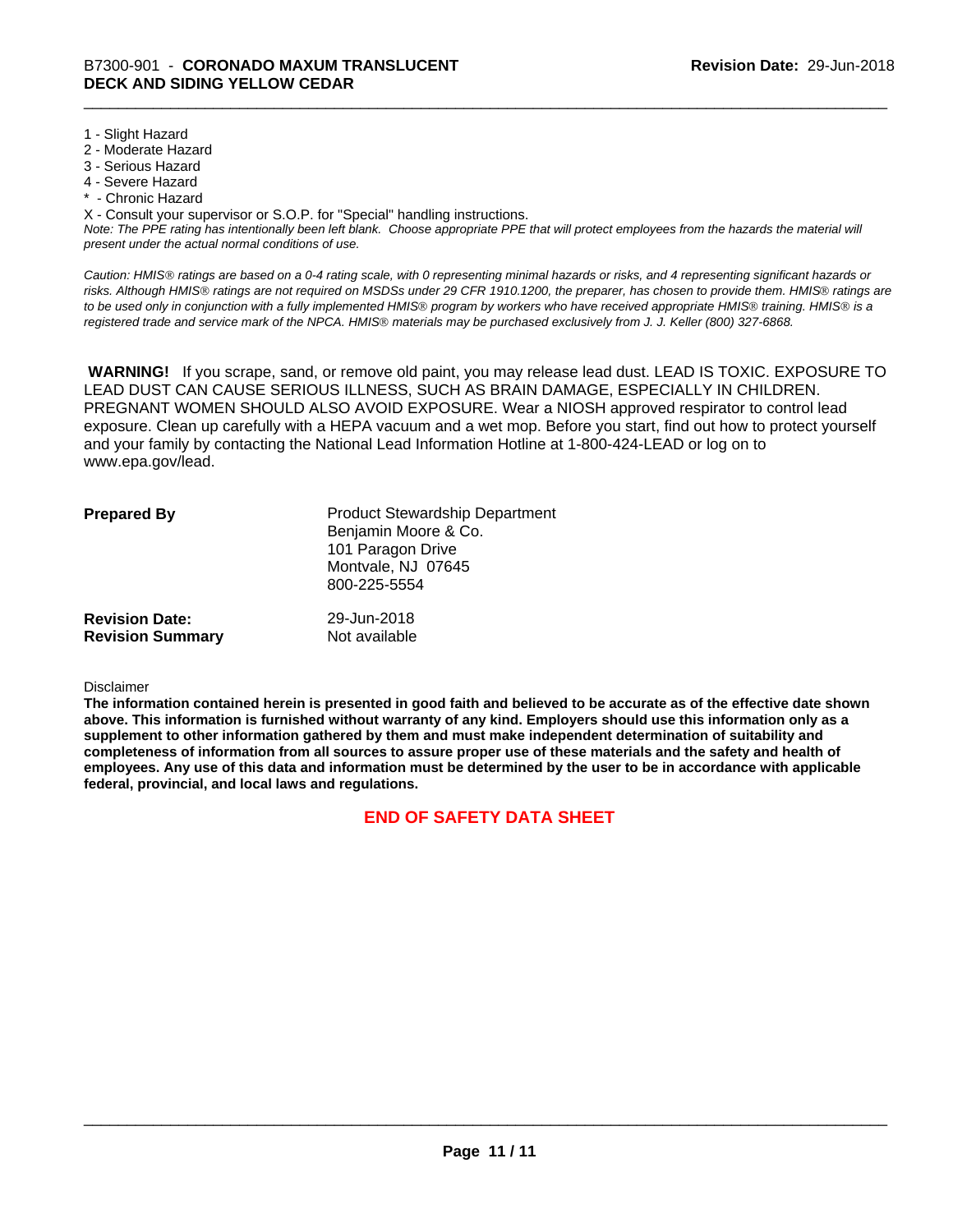1 - Slight Hazard
2 - Moderate Hazard
3 - Serious Hazard
4 - Severe Hazard
* - Chronic Hazard
X - Consult your supervisor or S.O.P. for "Special" handling instructions.

*Note: The PPE rating has intentionally been left blank. Choose appropriate PPE that will protect employees from the hazards the material will present under the actual normal conditions of use.*

*Caution: HMIS® ratings are based on a 0-4 rating scale, with 0 representing minimal hazards or risks, and 4 representing significant hazards or risks. Although HMIS® ratings are not required on MSDSs under 29 CFR 1910.1200, the preparer, has chosen to provide them. HMIS® ratings are to be used only in conjunction with a fully implemented HMIS® program by workers who have received appropriate HMIS® training. HMIS® is a registered trade and service mark of the NPCA. HMIS® materials may be purchased exclusively from J. J. Keller (800) 327-6868.*

**WARNING!** If you scrape, sand, or remove old paint, you may release lead dust. LEAD IS TOXIC. EXPOSURE TO LEAD DUST CAN CAUSE SERIOUS ILLNESS, SUCH AS BRAIN DAMAGE, ESPECIALLY IN CHILDREN. PREGNANT WOMEN SHOULD ALSO AVOID EXPOSURE. Wear a NIOSH approved respirator to control lead exposure. Clean up carefully with a HEPA vacuum and a wet mop. Before you start, find out how to protect yourself and your family by contacting the National Lead Information Hotline at 1-800-424-LEAD or log on to www.epa.gov/lead.

**Prepared By**
Product Stewardship Department
Benjamin Moore & Co.
101 Paragon Drive
Montvale, NJ 07645
800-225-5554

**Revision Date:** 29-Jun-2018
**Revision Summary** Not available

Disclaimer

**The information contained herein is presented in good faith and believed to be accurate as of the effective date shown above. This information is furnished without warranty of any kind. Employers should use this information only as a supplement to other information gathered by them and must make independent determination of suitability and completeness of information from all sources to assure proper use of these materials and the safety and health of employees. Any use of this data and information must be determined by the user to be in accordance with applicable federal, provincial, and local laws and regulations.**

**END OF SAFETY DATA SHEET**